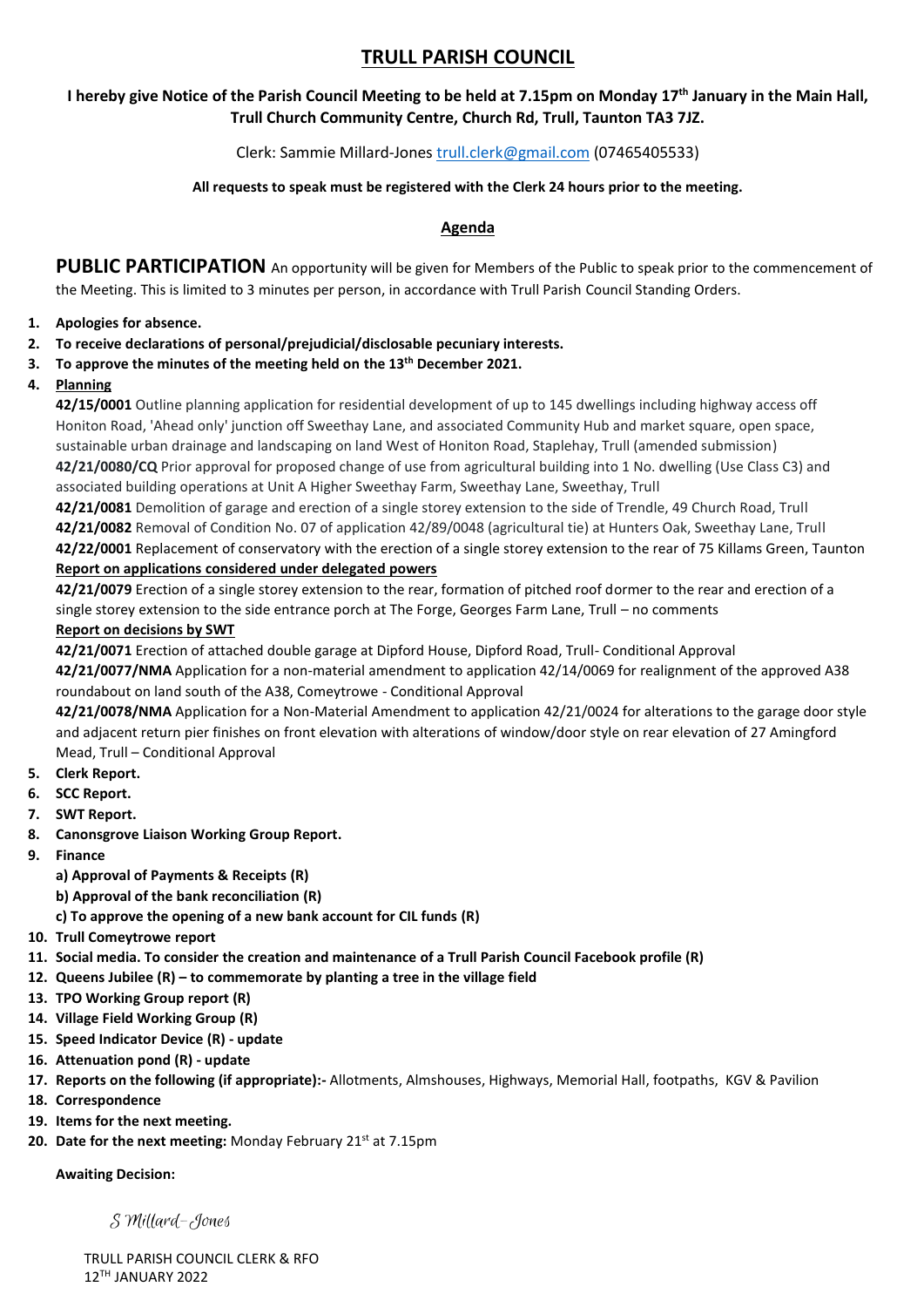# TRULL PARISH COUNCIL

**I hereby give Notice of the Parish Council Meeting to be held at 7.15pm on Monday 17th January in the Main Hall, Trull Church Community Centre, Church Rd, Trull, Taunton TA3 7JZ.**

Clerk: Sammie Millard-Jones trull.clerk@gmail.com (07465405533)

**All requests to speak must be registered with the Clerk 24 hours prior to the meeting.**

## Agenda

**PUBLIC PARTICIPATION** An opportunity will be given for Members of the Public to speak prior to the commencement of the Meeting. This is limited to 3 minutes per person, in accordance with Trull Parish Council Standing Orders.

1. **Apologies for absence.**
2. **To receive declarations of personal/prejudicial/disclosable pecuniary interests.**
3. **To approve the minutes of the meeting held on the 13th December 2021.**
4. **Planning**

   **42/15/0001** Outline planning application for residential development of up to 145 dwellings including highway access off Honiton Road, 'Ahead only' junction off Sweethay Lane, and associated Community Hub and market square, open space, sustainable urban drainage and landscaping on land West of Honiton Road, Staplehay, Trull (amended submission)
   **42/21/0080/CQ** Prior approval for proposed change of use from agricultural building into 1 No. dwelling (Use Class C3) and associated building operations at Unit A Higher Sweethay Farm, Sweethay Lane, Sweethay, Trull
   **42/21/0081** Demolition of garage and erection of a single storey extension to the side of Trendle, 49 Church Road, Trull
   **42/21/0082** Removal of Condition No. 07 of application 42/89/0048 (agricultural tie) at Hunters Oak, Sweethay Lane, Trull
   **42/22/0001** Replacement of conservatory with the erection of a single storey extension to the rear of 75 Killams Green, Taunton

   **Report on applications considered under delegated powers**

   **42/21/0079** Erection of a single storey extension to the rear, formation of pitched roof dormer to the rear and erection of a single storey extension to the side entrance porch at The Forge, Georges Farm Lane, Trull – no comments

   **Report on decisions by SWT**

   **42/21/0071** Erection of attached double garage at Dipford House, Dipford Road, Trull- Conditional Approval
   **42/21/0077/NMA** Application for a non-material amendment to application 42/14/0069 for realignment of the approved A38 roundabout on land south of the A38, Comeytrowe - Conditional Approval
   **42/21/0078/NMA** Application for a Non-Material Amendment to application 42/21/0024 for alterations to the garage door style and adjacent return pier finishes on front elevation with alterations of window/door style on rear elevation of 27 Amingford Mead, Trull – Conditional Approval
5. **Clerk Report.**
6. **SCC Report.**
7. **SWT Report.**
8. **Canonsgrove Liaison Working Group Report.**
9. **Finance**
   **a) Approval of Payments & Receipts (R)**
   **b) Approval of the bank reconciliation (R)**
   **c) To approve the opening of a new bank account for CIL funds (R)**
10. **Trull Comeytrowe report**
11. **Social media. To consider the creation and maintenance of a Trull Parish Council Facebook profile (R)**
12. **Queens Jubilee (R) – to commemorate by planting a tree in the village field**
13. **TPO Working Group report (R)**
14. **Village Field Working Group (R)**
15. **Speed Indicator Device (R) - update**
16. **Attenuation pond (R) - update**
17. **Reports on the following (if appropriate):-** Allotments, Almshouses, Highways, Memorial Hall, footpaths, KGV & Pavilion
18. **Correspondence**
19. **Items for the next meeting.**
20. **Date for the next meeting:** Monday February 21st at 7.15pm

**Awaiting Decision:**

*S Millard-Jones*

TRULL PARISH COUNCIL CLERK & RFO
12TH JANUARY 2022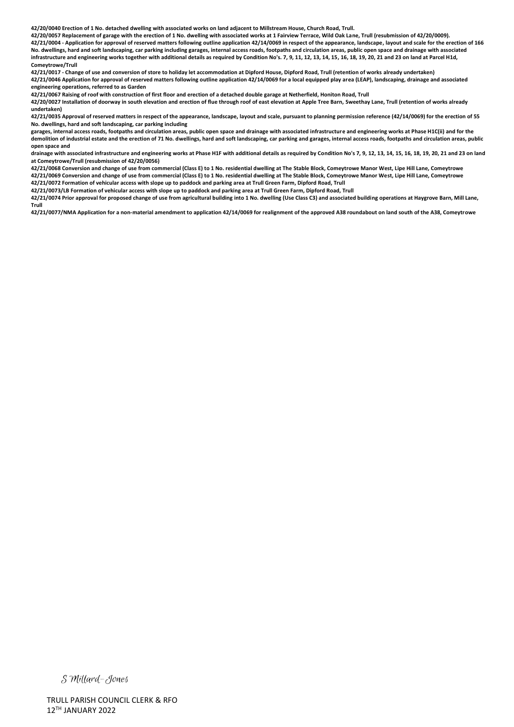**42/20/0040 Erection of 1 No. detached dwelling with associated works on land adjacent to Millstream House, Church Road, Trull.**

**42/20/0057 Replacement of garage with the erection of 1 No. dwelling with associated works at 1 Fairview Terrace, Wild Oak Lane, Trull (resubmission of 42/20/0009).**

**42/21/0004 - Application for approval of reserved matters following outline application 42/14/0069 in respect of the appearance, landscape, layout and scale for the erection of 166 No. dwellings, hard and soft landscaping, car parking including garages, internal access roads, footpaths and circulation areas, public open space and drainage with associated infrastructure and engineering works together with additional details as required by Condition No's. 7, 9, 11, 12, 13, 14, 15, 16, 18, 19, 20, 21 and 23 on land at Parcel H1d, Comeytrowe/Trull**

**42/21/0017 - Change of use and conversion of store to holiday let accommodation at Dipford House, Dipford Road, Trull (retention of works already undertaken)**

**42/21/0046 Application for approval of reserved matters following outline application 42/14/0069 for a local equipped play area (LEAP), landscaping, drainage and associated engineering operations, referred to as Garden**

**42/21/0067 Raising of roof with construction of first floor and erection of a detached double garage at Netherfield, Honiton Road, Trull**

**42/20/0027 Installation of doorway in south elevation and erection of flue through roof of east elevation at Apple Tree Barn, Sweethay Lane, Trull (retention of works already undertaken)**

**42/21/0035 Approval of reserved matters in respect of the appearance, landscape, layout and scale, pursuant to planning permission reference (42/14/0069) for the erection of 55 No. dwellings, hard and soft landscaping, car parking including garages, internal access roads, footpaths and circulation areas, public open space and drainage with associated infrastructure and engineering works at Phase H1C(ii) and for the demolition of industrial estate and the erection of 71 No. dwellings, hard and soft landscaping, car parking and garages, internal access roads, footpaths and circulation areas, public open space and drainage with associated infrastructure and engineering works at Phase H1F with additional details as required by Condition No's 7, 9, 12, 13, 14, 15, 16, 18, 19, 20, 21 and 23 on land at Comeytrowe/Trull (resubmission of 42/20/0056)**

**42/21/0068 Conversion and change of use from commercial (Class E) to 1 No. residential dwelling at The Stable Block, Comeytrowe Manor West, Lipe Hill Lane, Comeytrowe**

**42/21/0069 Conversion and change of use from commercial (Class E) to 1 No. residential dwelling at The Stable Block, Comeytrowe Manor West, Lipe Hill Lane, Comeytrowe**

**42/21/0072 Formation of vehicular access with slope up to paddock and parking area at Trull Green Farm, Dipford Road, Trull**

**42/21/0073/LB Formation of vehicular access with slope up to paddock and parking area at Trull Green Farm, Dipford Road, Trull**

**42/21/0074 Prior approval for proposed change of use from agricultural building into 1 No. dwelling (Use Class C3) and associated building operations at Haygrove Barn, Mill Lane, Trull**

**42/21/0077/NMA Application for a non-material amendment to application 42/14/0069 for realignment of the approved A38 roundabout on land south of the A38, Comeytrowe**

*S Millard-Jones*

TRULL PARISH COUNCIL CLERK & RFO
12TH JANUARY 2022